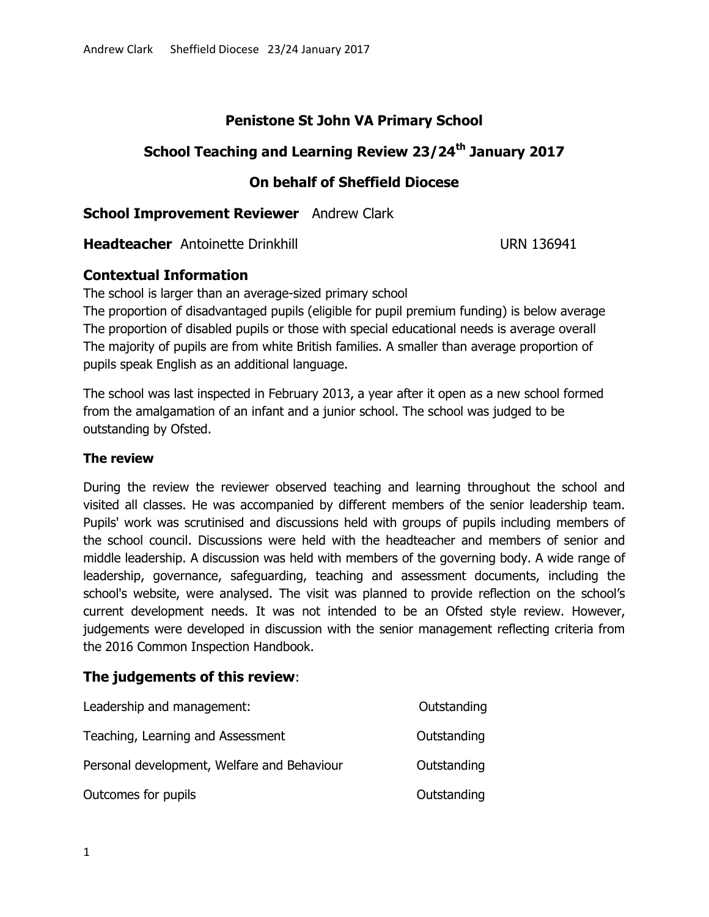# Penistone St John VA Primary School

## School Teaching and Learning Review 23/24th January 2017

## On behalf of Sheffield Diocese

**School Improvement Reviewer** Andrew Clark

**Headteacher** Antoinette Drinkhill URN 136941

## Contextual Information

The school is larger than an average-sized primary school
The proportion of disadvantaged pupils (eligible for pupil premium funding) is below average
The proportion of disabled pupils or those with special educational needs is average overall
The majority of pupils are from white British families. A smaller than average proportion of pupils speak English as an additional language.

The school was last inspected in February 2013, a year after it open as a new school formed from the amalgamation of an infant and a junior school. The school was judged to be outstanding by Ofsted.

### The review

During the review the reviewer observed teaching and learning throughout the school and visited all classes. He was accompanied by different members of the senior leadership team. Pupils' work was scrutinised and discussions held with groups of pupils including members of the school council. Discussions were held with the headteacher and members of senior and middle leadership. A discussion was held with members of the governing body. A wide range of leadership, governance, safeguarding, teaching and assessment documents, including the school's website, were analysed. The visit was planned to provide reflection on the school's current development needs. It was not intended to be an Ofsted style review. However, judgements were developed in discussion with the senior management reflecting criteria from the 2016 Common Inspection Handbook.

## The judgements of this review:

| | |
|---|---|
| Leadership and management: | Outstanding |
| Teaching, Learning and Assessment | Outstanding |
| Personal development, Welfare and Behaviour | Outstanding |
| Outcomes for pupils | Outstanding |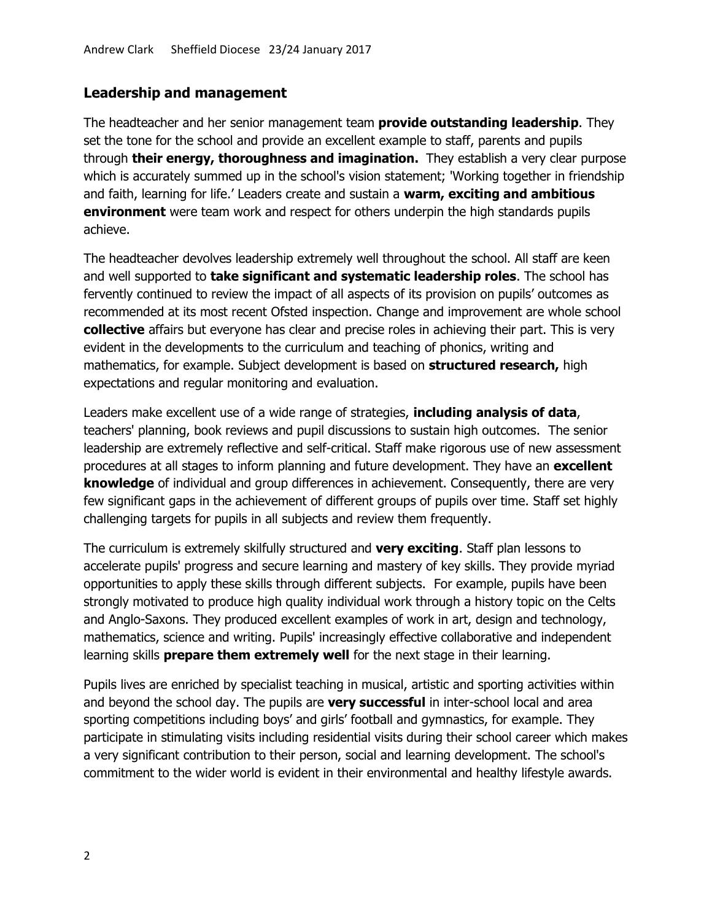## Leadership and management

The headteacher and her senior management team **provide outstanding leadership**. They set the tone for the school and provide an excellent example to staff, parents and pupils through **their energy, thoroughness and imagination.** They establish a very clear purpose which is accurately summed up in the school's vision statement; 'Working together in friendship and faith, learning for life.' Leaders create and sustain a **warm, exciting and ambitious environment** were team work and respect for others underpin the high standards pupils achieve.

The headteacher devolves leadership extremely well throughout the school. All staff are keen and well supported to **take significant and systematic leadership roles**. The school has fervently continued to review the impact of all aspects of its provision on pupils' outcomes as recommended at its most recent Ofsted inspection. Change and improvement are whole school **collective** affairs but everyone has clear and precise roles in achieving their part. This is very evident in the developments to the curriculum and teaching of phonics, writing and mathematics, for example. Subject development is based on **structured research,** high expectations and regular monitoring and evaluation.

Leaders make excellent use of a wide range of strategies, **including analysis of data**, teachers' planning, book reviews and pupil discussions to sustain high outcomes. The senior leadership are extremely reflective and self-critical. Staff make rigorous use of new assessment procedures at all stages to inform planning and future development. They have an **excellent knowledge** of individual and group differences in achievement. Consequently, there are very few significant gaps in the achievement of different groups of pupils over time. Staff set highly challenging targets for pupils in all subjects and review them frequently.

The curriculum is extremely skilfully structured and **very exciting**. Staff plan lessons to accelerate pupils' progress and secure learning and mastery of key skills. They provide myriad opportunities to apply these skills through different subjects. For example, pupils have been strongly motivated to produce high quality individual work through a history topic on the Celts and Anglo-Saxons. They produced excellent examples of work in art, design and technology, mathematics, science and writing. Pupils' increasingly effective collaborative and independent learning skills **prepare them extremely well** for the next stage in their learning.

Pupils lives are enriched by specialist teaching in musical, artistic and sporting activities within and beyond the school day. The pupils are **very successful** in inter-school local and area sporting competitions including boys' and girls' football and gymnastics, for example. They participate in stimulating visits including residential visits during their school career which makes a very significant contribution to their person, social and learning development. The school's commitment to the wider world is evident in their environmental and healthy lifestyle awards.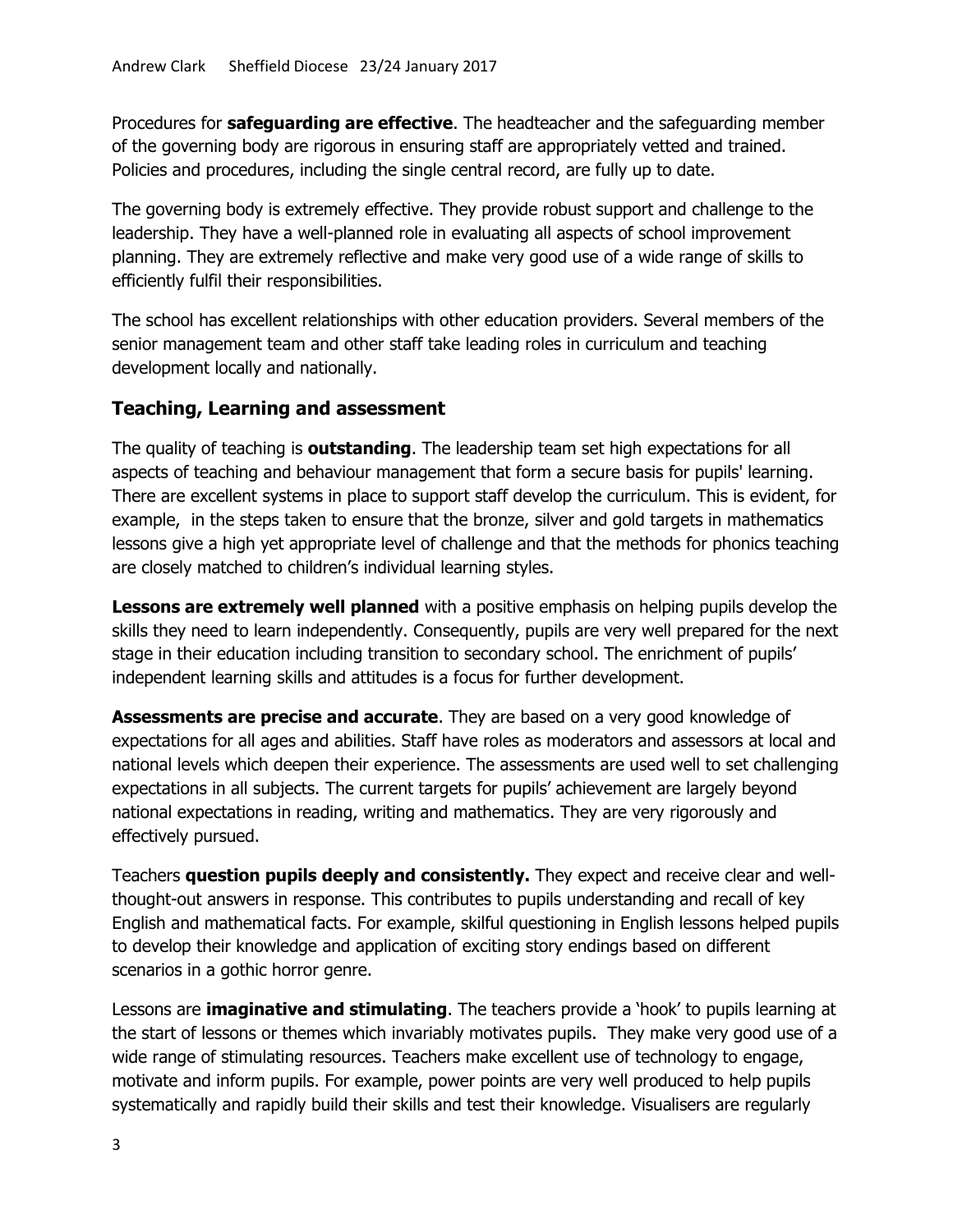Procedures for **safeguarding are effective**. The headteacher and the safeguarding member of the governing body are rigorous in ensuring staff are appropriately vetted and trained. Policies and procedures, including the single central record, are fully up to date.

The governing body is extremely effective. They provide robust support and challenge to the leadership. They have a well-planned role in evaluating all aspects of school improvement planning. They are extremely reflective and make very good use of a wide range of skills to efficiently fulfil their responsibilities.

The school has excellent relationships with other education providers. Several members of the senior management team and other staff take leading roles in curriculum and teaching development locally and nationally.

## Teaching, Learning and assessment

The quality of teaching is **outstanding**. The leadership team set high expectations for all aspects of teaching and behaviour management that form a secure basis for pupils' learning. There are excellent systems in place to support staff develop the curriculum. This is evident, for example, in the steps taken to ensure that the bronze, silver and gold targets in mathematics lessons give a high yet appropriate level of challenge and that the methods for phonics teaching are closely matched to children's individual learning styles.

**Lessons are extremely well planned** with a positive emphasis on helping pupils develop the skills they need to learn independently. Consequently, pupils are very well prepared for the next stage in their education including transition to secondary school. The enrichment of pupils' independent learning skills and attitudes is a focus for further development.

**Assessments are precise and accurate**. They are based on a very good knowledge of expectations for all ages and abilities. Staff have roles as moderators and assessors at local and national levels which deepen their experience. The assessments are used well to set challenging expectations in all subjects. The current targets for pupils' achievement are largely beyond national expectations in reading, writing and mathematics. They are very rigorously and effectively pursued.

Teachers **question pupils deeply and consistently.** They expect and receive clear and well-thought-out answers in response. This contributes to pupils understanding and recall of key English and mathematical facts. For example, skilful questioning in English lessons helped pupils to develop their knowledge and application of exciting story endings based on different scenarios in a gothic horror genre.

Lessons are **imaginative and stimulating**. The teachers provide a 'hook' to pupils learning at the start of lessons or themes which invariably motivates pupils. They make very good use of a wide range of stimulating resources. Teachers make excellent use of technology to engage, motivate and inform pupils. For example, power points are very well produced to help pupils systematically and rapidly build their skills and test their knowledge. Visualisers are regularly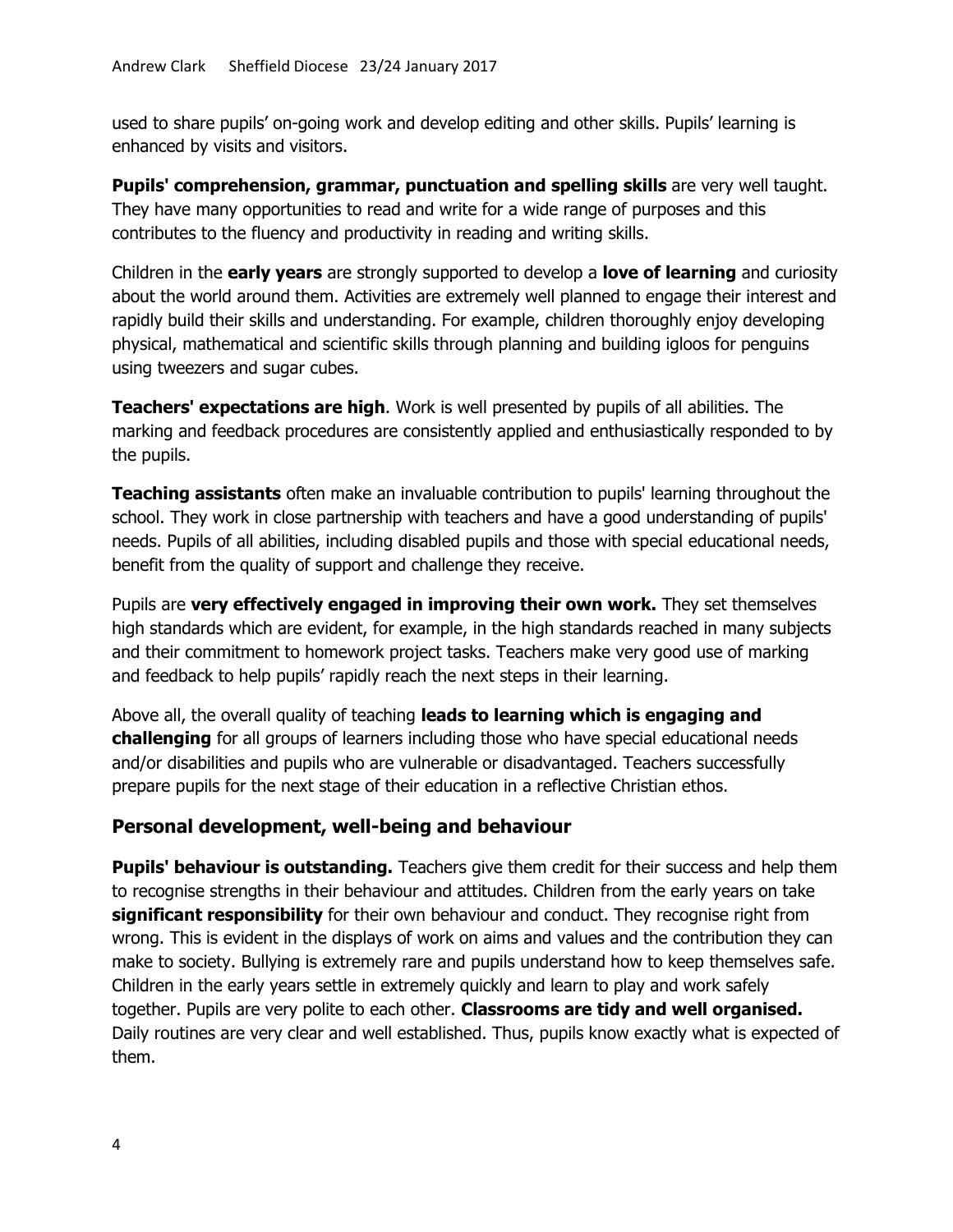used to share pupils' on-going work and develop editing and other skills. Pupils' learning is enhanced by visits and visitors.

**Pupils' comprehension, grammar, punctuation and spelling skills** are very well taught. They have many opportunities to read and write for a wide range of purposes and this contributes to the fluency and productivity in reading and writing skills.

Children in the **early years** are strongly supported to develop a **love of learning** and curiosity about the world around them. Activities are extremely well planned to engage their interest and rapidly build their skills and understanding. For example, children thoroughly enjoy developing physical, mathematical and scientific skills through planning and building igloos for penguins using tweezers and sugar cubes.

**Teachers' expectations are high**. Work is well presented by pupils of all abilities. The marking and feedback procedures are consistently applied and enthusiastically responded to by the pupils.

**Teaching assistants** often make an invaluable contribution to pupils' learning throughout the school. They work in close partnership with teachers and have a good understanding of pupils' needs. Pupils of all abilities, including disabled pupils and those with special educational needs, benefit from the quality of support and challenge they receive.

Pupils are **very effectively engaged in improving their own work.** They set themselves high standards which are evident, for example, in the high standards reached in many subjects and their commitment to homework project tasks. Teachers make very good use of marking and feedback to help pupils' rapidly reach the next steps in their learning.

Above all, the overall quality of teaching **leads to learning which is engaging and challenging** for all groups of learners including those who have special educational needs and/or disabilities and pupils who are vulnerable or disadvantaged. Teachers successfully prepare pupils for the next stage of their education in a reflective Christian ethos.

## Personal development, well-being and behaviour

**Pupils' behaviour is outstanding.** Teachers give them credit for their success and help them to recognise strengths in their behaviour and attitudes. Children from the early years on take **significant responsibility** for their own behaviour and conduct. They recognise right from wrong. This is evident in the displays of work on aims and values and the contribution they can make to society. Bullying is extremely rare and pupils understand how to keep themselves safe. Children in the early years settle in extremely quickly and learn to play and work safely together. Pupils are very polite to each other. **Classrooms are tidy and well organised.** Daily routines are very clear and well established. Thus, pupils know exactly what is expected of them.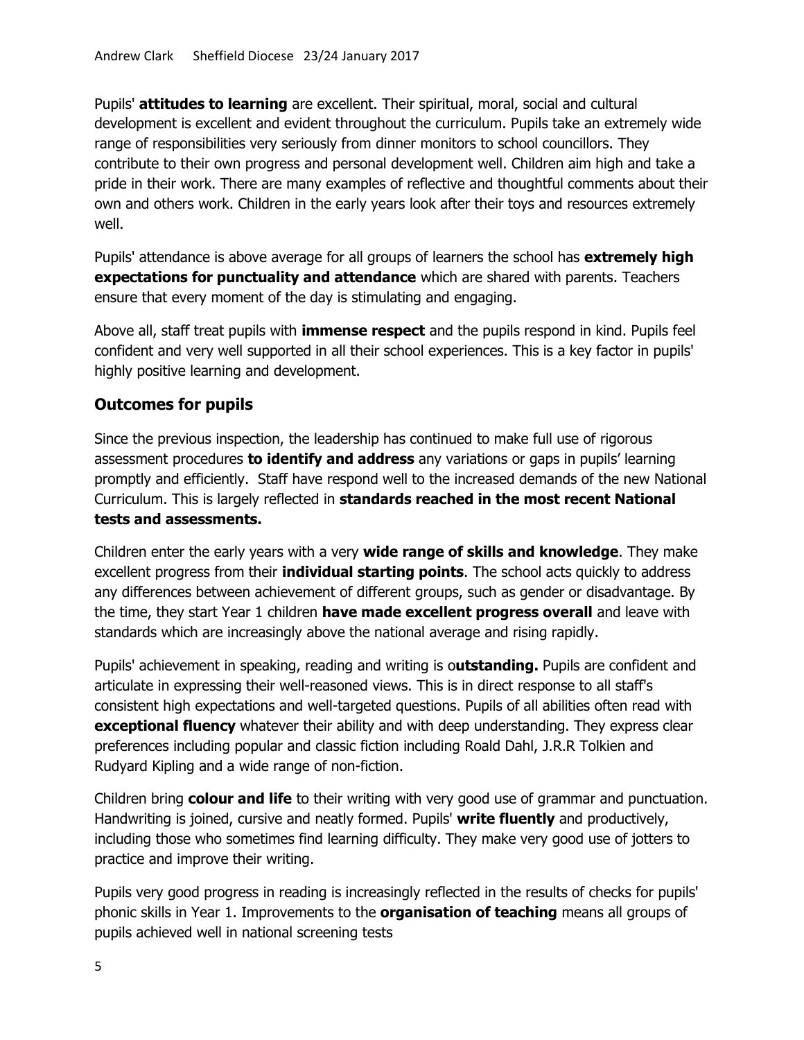Pupils' **attitudes to learning** are excellent. Their spiritual, moral, social and cultural development is excellent and evident throughout the curriculum. Pupils take an extremely wide range of responsibilities very seriously from dinner monitors to school councillors. They contribute to their own progress and personal development well. Children aim high and take a pride in their work. There are many examples of reflective and thoughtful comments about their own and others work. Children in the early years look after their toys and resources extremely well.

Pupils' attendance is above average for all groups of learners the school has **extremely high expectations for punctuality and attendance** which are shared with parents. Teachers ensure that every moment of the day is stimulating and engaging.

Above all, staff treat pupils with **immense respect** and the pupils respond in kind. Pupils feel confident and very well supported in all their school experiences. This is a key factor in pupils' highly positive learning and development.

## Outcomes for pupils

Since the previous inspection, the leadership has continued to make full use of rigorous assessment procedures **to identify and address** any variations or gaps in pupils' learning promptly and efficiently. Staff have respond well to the increased demands of the new National Curriculum. This is largely reflected in **standards reached in the most recent National tests and assessments.**

Children enter the early years with a very **wide range of skills and knowledge**. They make excellent progress from their **individual starting points**. The school acts quickly to address any differences between achievement of different groups, such as gender or disadvantage. By the time, they start Year 1 children **have made excellent progress overall** and leave with standards which are increasingly above the national average and rising rapidly.

Pupils' achievement in speaking, reading and writing is o**utstanding.** Pupils are confident and articulate in expressing their well-reasoned views. This is in direct response to all staff's consistent high expectations and well-targeted questions. Pupils of all abilities often read with **exceptional fluency** whatever their ability and with deep understanding. They express clear preferences including popular and classic fiction including Roald Dahl, J.R.R Tolkien and Rudyard Kipling and a wide range of non-fiction.

Children bring **colour and life** to their writing with very good use of grammar and punctuation. Handwriting is joined, cursive and neatly formed. Pupils' **write fluently** and productively, including those who sometimes find learning difficulty. They make very good use of jotters to practice and improve their writing.

Pupils very good progress in reading is increasingly reflected in the results of checks for pupils' phonic skills in Year 1. Improvements to the **organisation of teaching** means all groups of pupils achieved well in national screening tests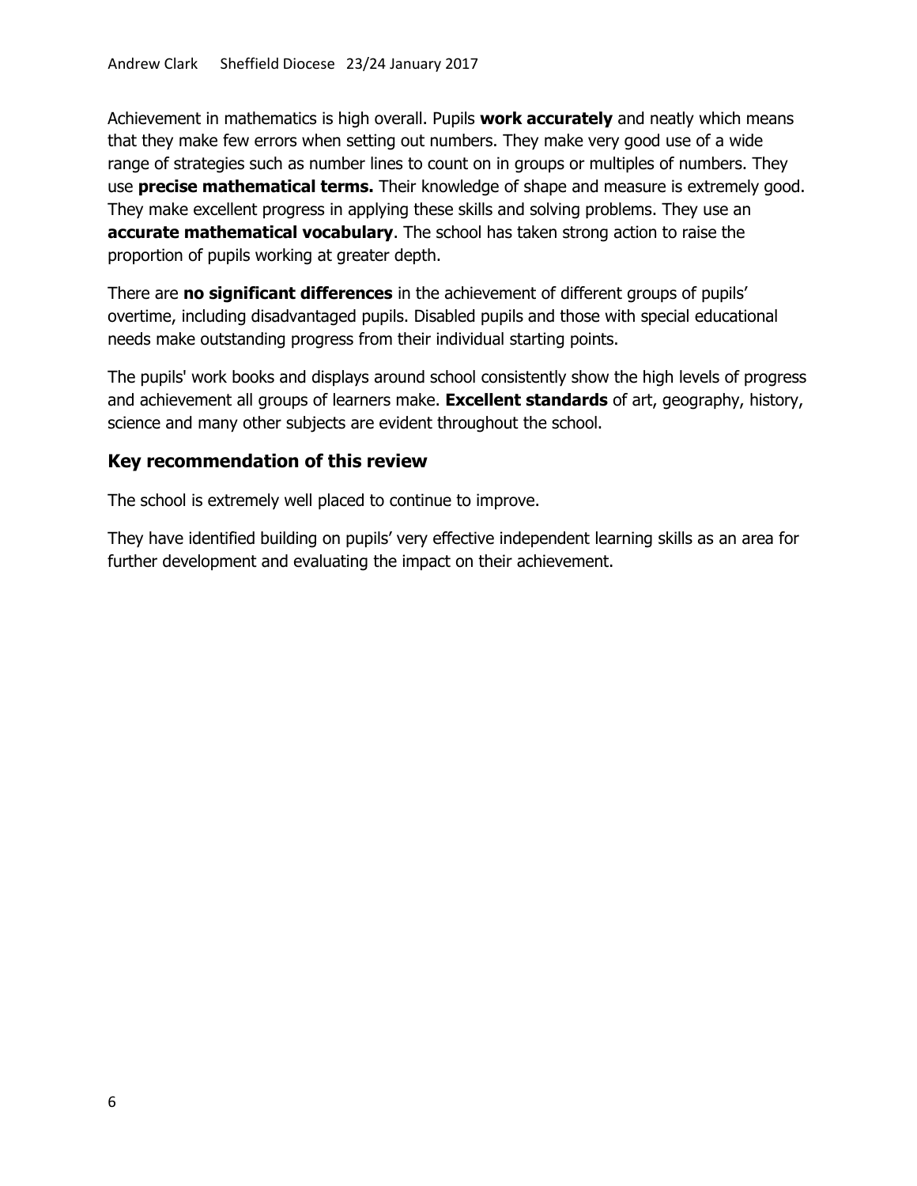Achievement in mathematics is high overall. Pupils **work accurately** and neatly which means that they make few errors when setting out numbers. They make very good use of a wide range of strategies such as number lines to count on in groups or multiples of numbers. They use **precise mathematical terms.** Their knowledge of shape and measure is extremely good. They make excellent progress in applying these skills and solving problems. They use an **accurate mathematical vocabulary**. The school has taken strong action to raise the proportion of pupils working at greater depth.

There are **no significant differences** in the achievement of different groups of pupils' overtime, including disadvantaged pupils. Disabled pupils and those with special educational needs make outstanding progress from their individual starting points.

The pupils' work books and displays around school consistently show the high levels of progress and achievement all groups of learners make. **Excellent standards** of art, geography, history, science and many other subjects are evident throughout the school.

## Key recommendation of this review

The school is extremely well placed to continue to improve.

They have identified building on pupils' very effective independent learning skills as an area for further development and evaluating the impact on their achievement.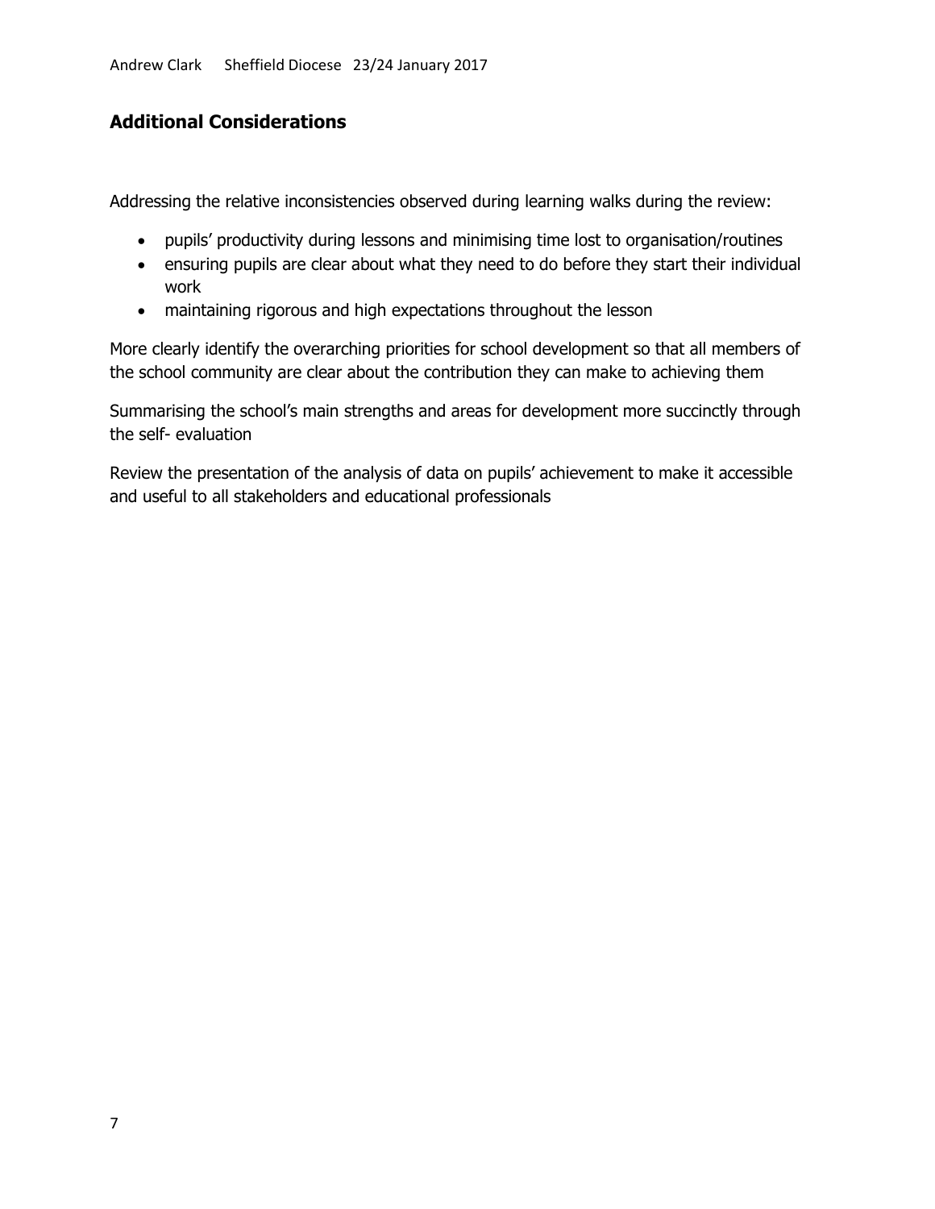## Additional Considerations

Addressing the relative inconsistencies observed during learning walks during the review:

- pupils' productivity during lessons and minimising time lost to organisation/routines
- ensuring pupils are clear about what they need to do before they start their individual work
- maintaining rigorous and high expectations throughout the lesson

More clearly identify the overarching priorities for school development so that all members of the school community are clear about the contribution they can make to achieving them

Summarising the school's main strengths and areas for development more succinctly through the self- evaluation

Review the presentation of the analysis of data on pupils' achievement to make it accessible and useful to all stakeholders and educational professionals